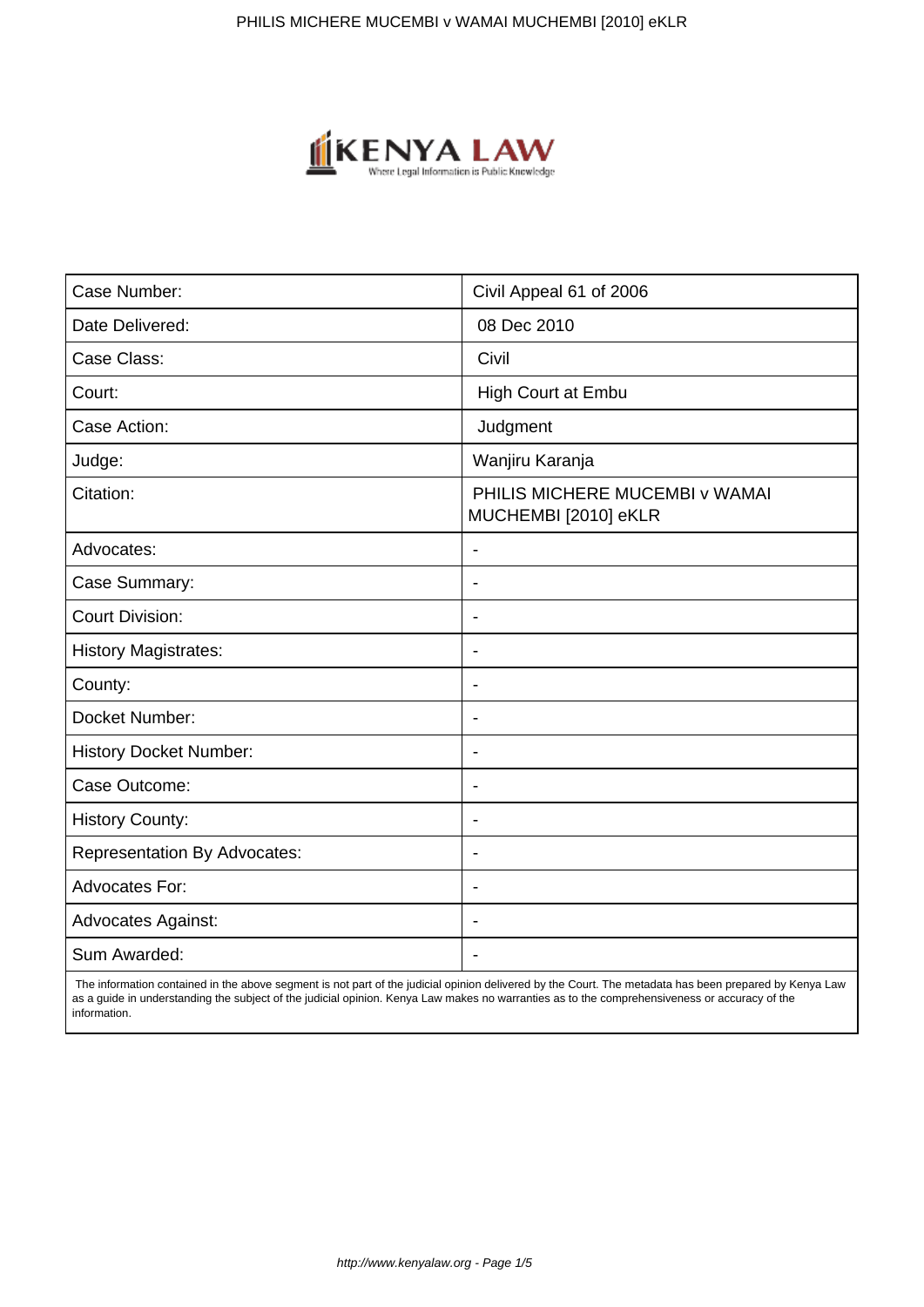| Case Number: | Civil Appeal 61 of 2006 |
| --- | --- |
| Date Delivered: | 08 Dec 2010 |
| Case Class: | Civil |
| Court: | High Court at Embu |
| Case Action: | Judgment |
| Judge: | Wanjiru Karanja |
| Citation: | PHILIS MICHERE MUCEMBI v WAMAI MUCHEMBI [2010] eKLR |
| Advocates: | - |
| Case Summary: | - |
| Court Division: | - |
| History Magistrates: | - |
| County: | - |
| Docket Number: | - |
| History Docket Number: | - |
| Case Outcome: | - |
| History County: | - |
| Representation By Advocates: | - |
| Advocates For: | - |
| Advocates Against: | - |
| Sum Awarded: | - |

The information contained in the above segment is not part of the judicial opinion delivered by the Court. The metadata has been prepared by Kenya Law as a guide in understanding the subject of the judicial opinion. Kenya Law makes no warranties as to the comprehensiveness or accuracy of the information.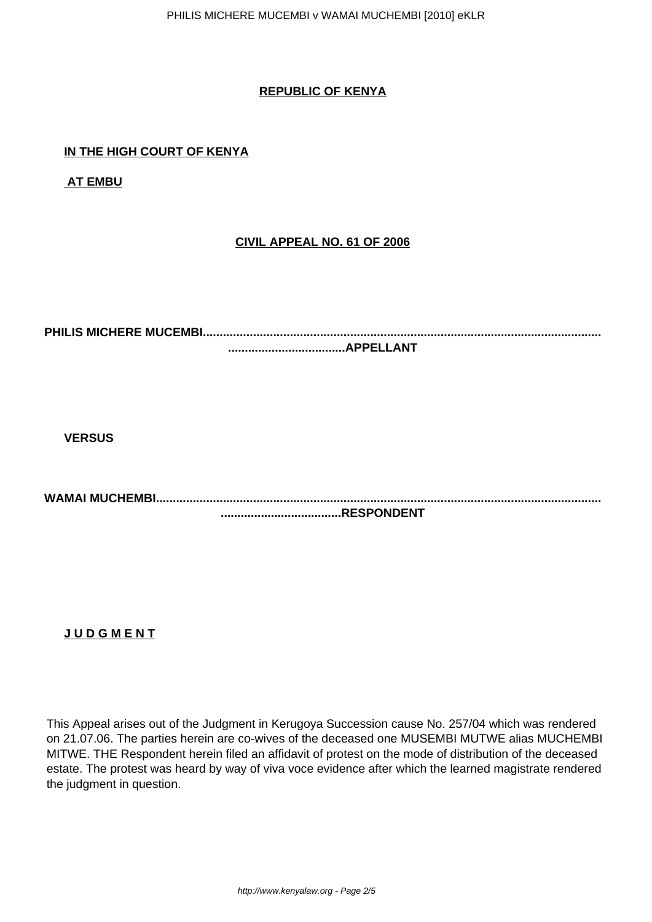**REPUBLIC OF KENYA**

**IN THE HIGH COURT OF KENYA**

**AT EMBU**

**CIVIL APPEAL NO. 61 OF 2006**

**PHILIS MICHERE MUCEMBI.......................................................................................................................................................APPELLANT**

**VERSUS**

**WAMAI MUCHEMBI...................................................................................................................................................RESPONDENT**

**J U D G M E N T**

This Appeal arises out of the Judgment in Kerugoya Succession cause No. 257/04 which was rendered on 21.07.06. The parties herein are co-wives of the deceased one MUSEMBI MUTWE alias MUCHEMBI MITWE. THE Respondent herein filed an affidavit of protest on the mode of distribution of the deceased estate. The protest was heard by way of viva voce evidence after which the learned magistrate rendered the judgment in question.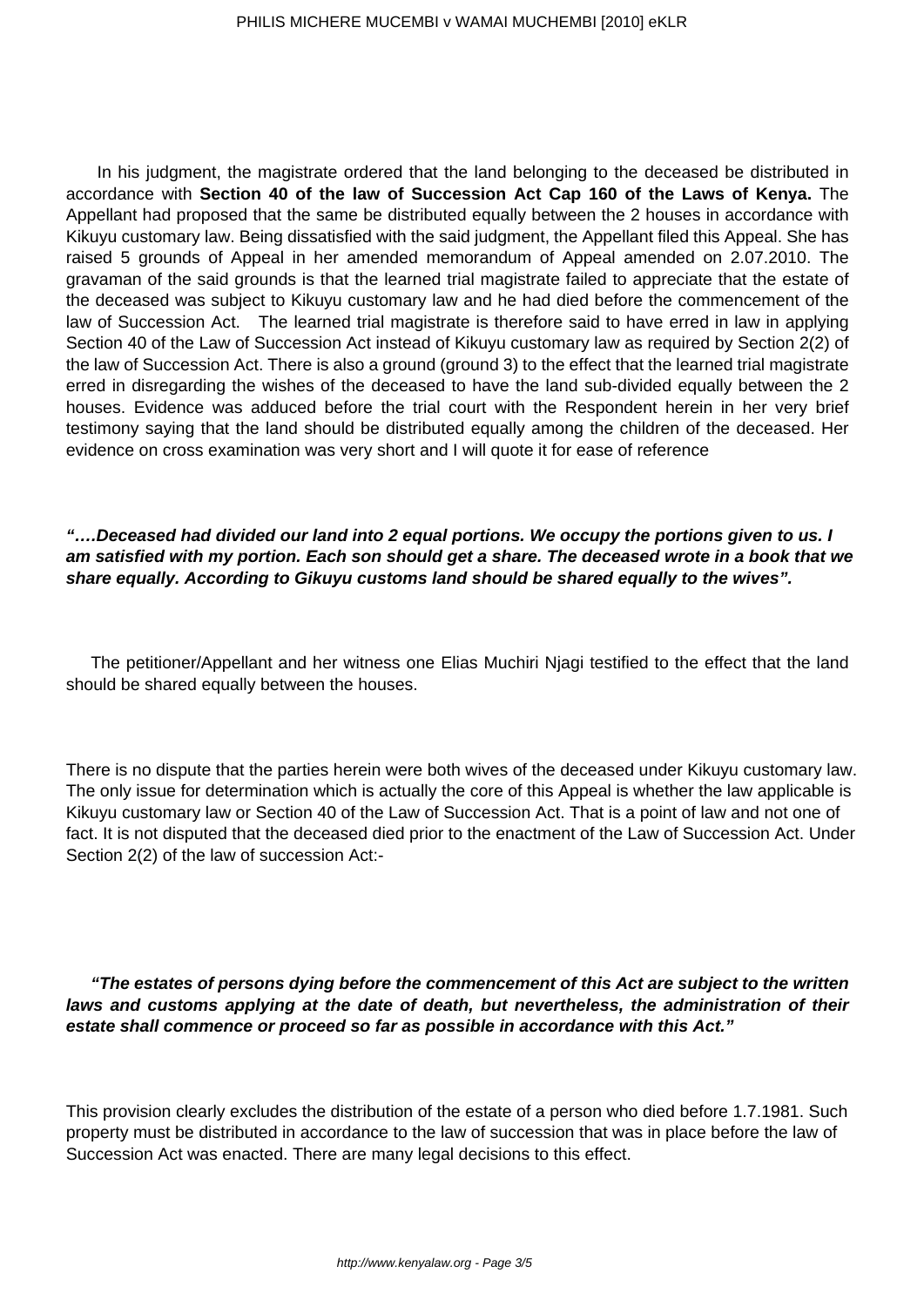In his judgment, the magistrate ordered that the land belonging to the deceased be distributed in accordance with **Section 40 of the law of Succession Act Cap 160 of the Laws of Kenya.** The Appellant had proposed that the same be distributed equally between the 2 houses in accordance with Kikuyu customary law. Being dissatisfied with the said judgment, the Appellant filed this Appeal. She has raised 5 grounds of Appeal in her amended memorandum of Appeal amended on 2.07.2010. The gravaman of the said grounds is that the learned trial magistrate failed to appreciate that the estate of the deceased was subject to Kikuyu customary law and he had died before the commencement of the law of Succession Act. The learned trial magistrate is therefore said to have erred in law in applying Section 40 of the Law of Succession Act instead of Kikuyu customary law as required by Section 2(2) of the law of Succession Act. There is also a ground (ground 3) to the effect that the learned trial magistrate erred in disregarding the wishes of the deceased to have the land sub-divided equally between the 2 houses. Evidence was adduced before the trial court with the Respondent herein in her very brief testimony saying that the land should be distributed equally among the children of the deceased. Her evidence on cross examination was very short and I will quote it for ease of reference

***"….Deceased had divided our land into 2 equal portions. We occupy the portions given to us. I am satisfied with my portion. Each son should get a share. The deceased wrote in a book that we share equally. According to Gikuyu customs land should be shared equally to the wives".***

The petitioner/Appellant and her witness one Elias Muchiri Njagi testified to the effect that the land should be shared equally between the houses.

There is no dispute that the parties herein were both wives of the deceased under Kikuyu customary law. The only issue for determination which is actually the core of this Appeal is whether the law applicable is Kikuyu customary law or Section 40 of the Law of Succession Act. That is a point of law and not one of fact. It is not disputed that the deceased died prior to the enactment of the Law of Succession Act. Under Section 2(2) of the law of succession Act:-

***"The estates of persons dying before the commencement of this Act are subject to the written laws and customs applying at the date of death, but nevertheless, the administration of their estate shall commence or proceed so far as possible in accordance with this Act."***

This provision clearly excludes the distribution of the estate of a person who died before 1.7.1981. Such property must be distributed in accordance to the law of succession that was in place before the law of Succession Act was enacted. There are many legal decisions to this effect.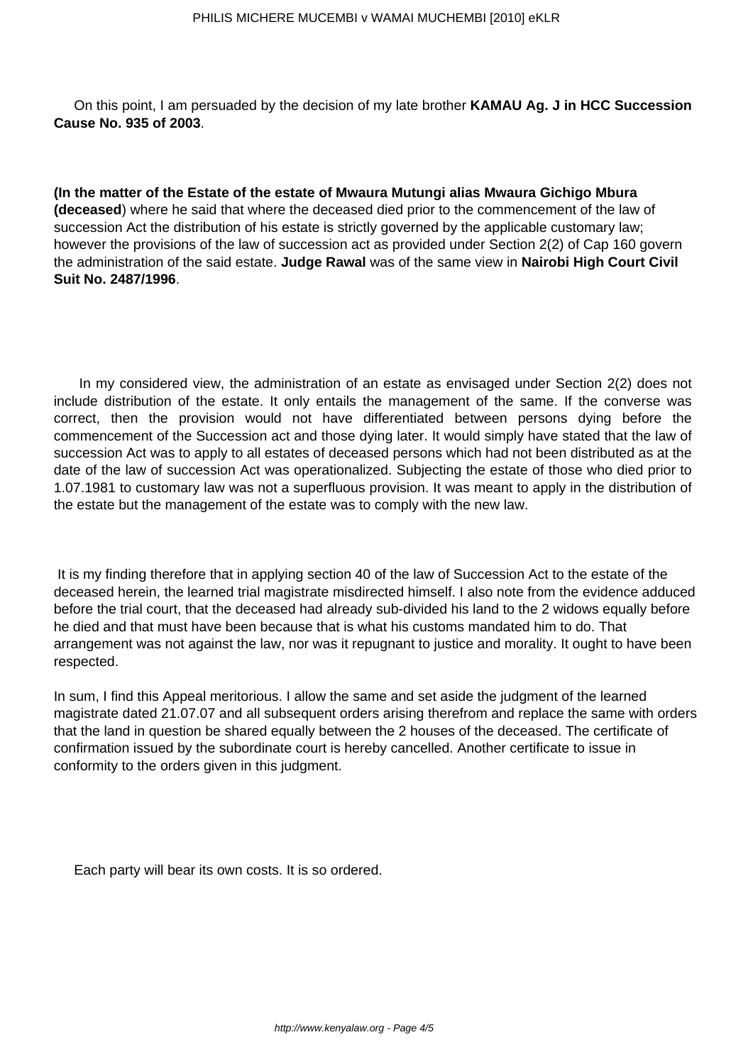On this point, I am persuaded by the decision of my late brother **KAMAU Ag. J in HCC Succession Cause No. 935 of 2003**.

**(In the matter of the Estate of the estate of Mwaura Mutungi alias Mwaura Gichigo Mbura (deceased**) where he said that where the deceased died prior to the commencement of the law of succession Act the distribution of his estate is strictly governed by the applicable customary law; however the provisions of the law of succession act as provided under Section 2(2) of Cap 160 govern the administration of the said estate. **Judge Rawal** was of the same view in **Nairobi High Court Civil Suit No. 2487/1996**.

In my considered view, the administration of an estate as envisaged under Section 2(2) does not include distribution of the estate. It only entails the management of the same. If the converse was correct, then the provision would not have differentiated between persons dying before the commencement of the Succession act and those dying later. It would simply have stated that the law of succession Act was to apply to all estates of deceased persons which had not been distributed as at the date of the law of succession Act was operationalized. Subjecting the estate of those who died prior to 1.07.1981 to customary law was not a superfluous provision. It was meant to apply in the distribution of the estate but the management of the estate was to comply with the new law.

It is my finding therefore that in applying section 40 of the law of Succession Act to the estate of the deceased herein, the learned trial magistrate misdirected himself. I also note from the evidence adduced before the trial court, that the deceased had already sub-divided his land to the 2 widows equally before he died and that must have been because that is what his customs mandated him to do. That arrangement was not against the law, nor was it repugnant to justice and morality. It ought to have been respected.

In sum, I find this Appeal meritorious. I allow the same and set aside the judgment of the learned magistrate dated 21.07.07 and all subsequent orders arising therefrom and replace the same with orders that the land in question be shared equally between the 2 houses of the deceased. The certificate of confirmation issued by the subordinate court is hereby cancelled. Another certificate to issue in conformity to the orders given in this judgment.

Each party will bear its own costs. It is so ordered.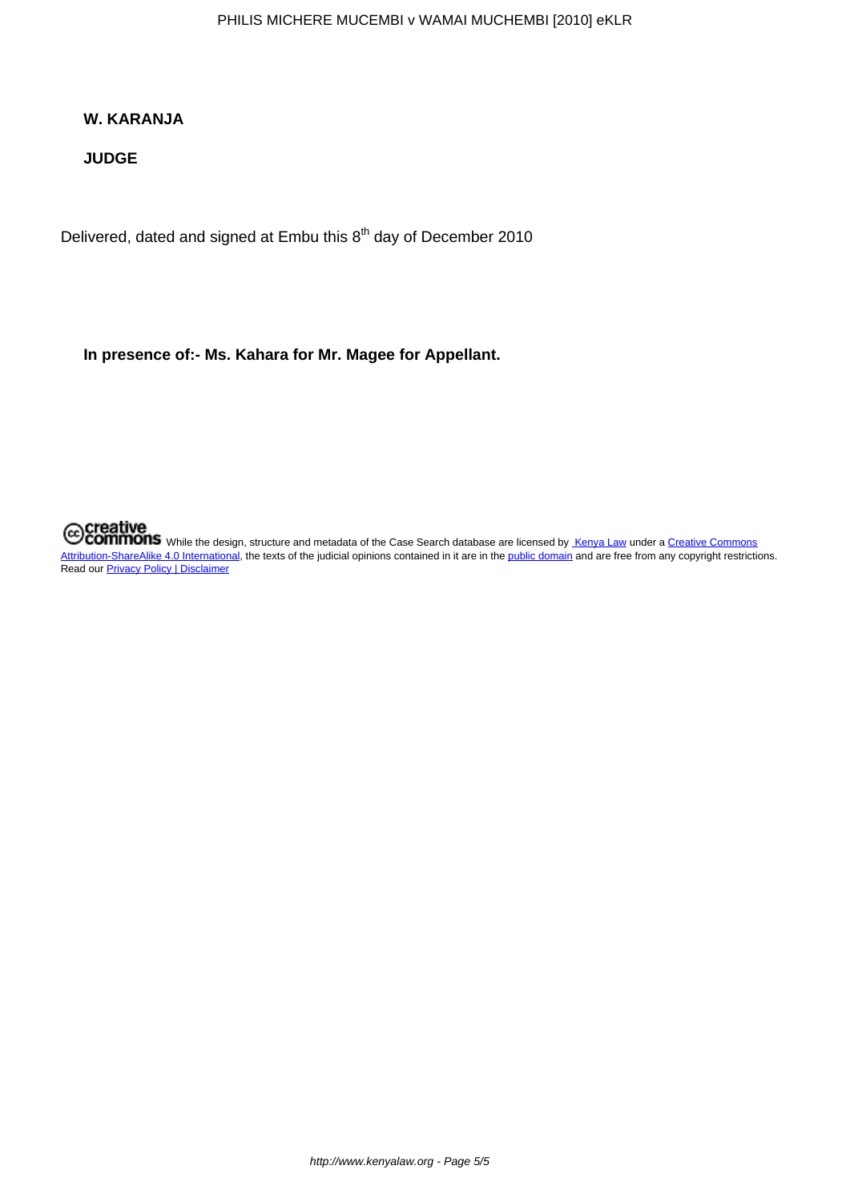**W. KARANJA**

**JUDGE**

Delivered, dated and signed at Embu this 8th day of December 2010

**In presence of:- Ms. Kahara for Mr. Magee for Appellant.**

While the design, structure and metadata of the Case Search database are licensed by Kenya Law under a Creative Commons Attribution-ShareAlike 4.0 International, the texts of the judicial opinions contained in it are in the public domain and are free from any copyright restrictions. Read our Privacy Policy | Disclaimer